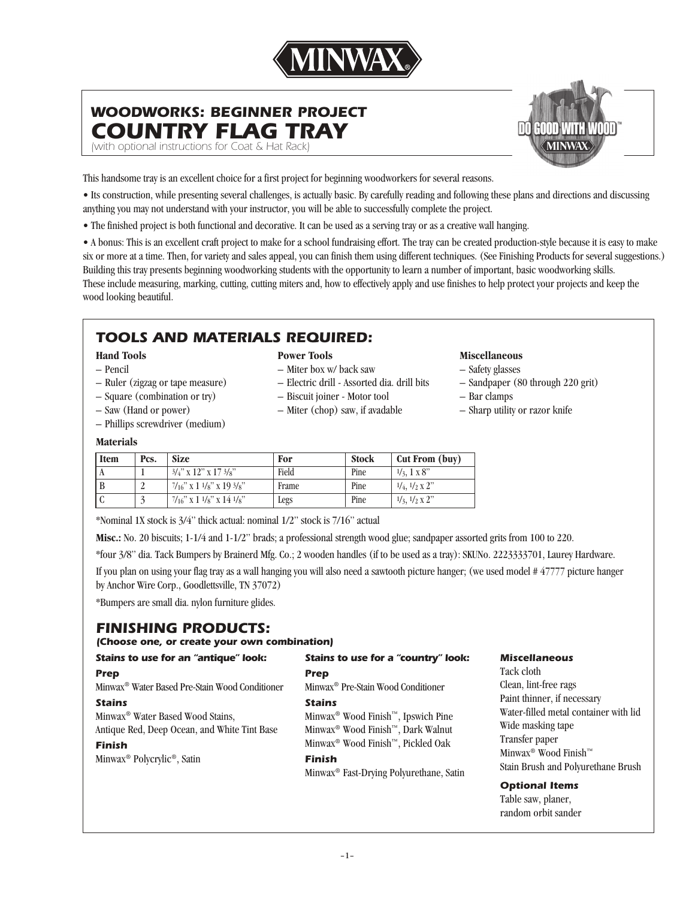# MINWAX

## WOODWORKS: BEGINNER PROJECT

# COUNTRY FLAG TRAY

(with optional instructions for Coat & Hat Rack)

DO GOOD WITH WOOD™ MINWAX

This handsome tray is an excellent choice for a first project for beginning woodworkers for several reasons.

• Its construction, while presenting several challenges, is actually basic. By carefully reading and following these plans and directions and discussing anything you may not understand with your instructor, you will be able to successfully complete the project.

• The finished project is both functional and decorative. It can be used as a serving tray or as a creative wall hanging.

• A bonus: This is an excellent craft project to make for a school fundraising effort. The tray can be created production-style because it is easy to make six or more at a time. Then, for variety and sales appeal, you can finish them using different techniques. (See Finishing Products for several suggestions.) Building this tray presents beginning woodworking students with the opportunity to learn a number of important, basic woodworking skills. These include measuring, marking, cutting, cutting miters and, how to effectively apply and use finishes to help protect your projects and keep the wood looking beautiful.

## TOOLS AND MATERIALS REQUIRED:

**Hand Tools**
- Pencil
- Ruler (zigzag or tape measure)
- Square (combination or try)
- Saw (Hand or power)
- Phillips screwdriver (medium)

**Power Tools**
- Miter box w/ back saw
- Electric drill - Assorted dia. drill bits
- Biscuit joiner - Motor tool
- Miter (chop) saw, if avadable

**Miscellaneous**
- Safety glasses
- Sandpaper (80 through 220 grit)
- Bar clamps
- Sharp utility or razor knife

**Materials**

| Item | Pcs. | Size | For | Stock | Cut From (buy) |
|---|---|---|---|---|---|
| A | 1 | 3/4" x 12" x 17 3/8" | Field | Pine | 1/3, 1 x 8" |
| B | 2 | 7/16" x 1 1/8" x 19 3/8" | Frame | Pine | 1/4, 1/2 x 2" |
| C | 3 | 7/16" x 1 1/8" x 14 1/8" | Legs | Pine | 1/3, 1/2 x 2" |

*Nominal 1X stock is 3/4" thick actual: nominal 1/2" stock is 7/16" actual

**Misc.:** No. 20 biscuits; 1-1/4 and 1-1/2" brads; a professional strength wood glue; sandpaper assorted grits from 100 to 220.

*four 3/8" dia. Tack Bumpers by Brainerd Mfg. Co.; 2 wooden handles (if to be used as a tray): SKUNo. 2223333701, Laurey Hardware.

If you plan on using your flag tray as a wall hanging you will also need a sawtooth picture hanger; (we used model # 47777 picture hanger by Anchor Wire Corp., Goodlettsville, TN 37072)

*Bumpers are small dia. nylon furniture glides.

## FINISHING PRODUCTS:

**(Choose one, or create your own combination)**

***Stains to use for an "antique" look:***

***Prep***

Minwax® Water Based Pre-Stain Wood Conditioner

***Stains***

Minwax® Water Based Wood Stains,
Antique Red, Deep Ocean, and White Tint Base

***Finish***

Minwax® Polycrylic®, Satin

***Stains to use for a "country" look:***

***Prep***

Minwax® Pre-Stain Wood Conditioner

***Stains***

Minwax® Wood Finish™, Ipswich Pine
Minwax® Wood Finish™, Dark Walnut
Minwax® Wood Finish™, Pickled Oak

***Finish***

Minwax® Fast-Drying Polyurethane, Satin

***Miscellaneous***

Tack cloth
Clean, lint-free rags
Paint thinner, if necessary
Water-filled metal container with lid
Wide masking tape
Transfer paper
Minwax® Wood Finish™
Stain Brush and Polyurethane Brush

***Optional Items***

Table saw, planer,
random orbit sander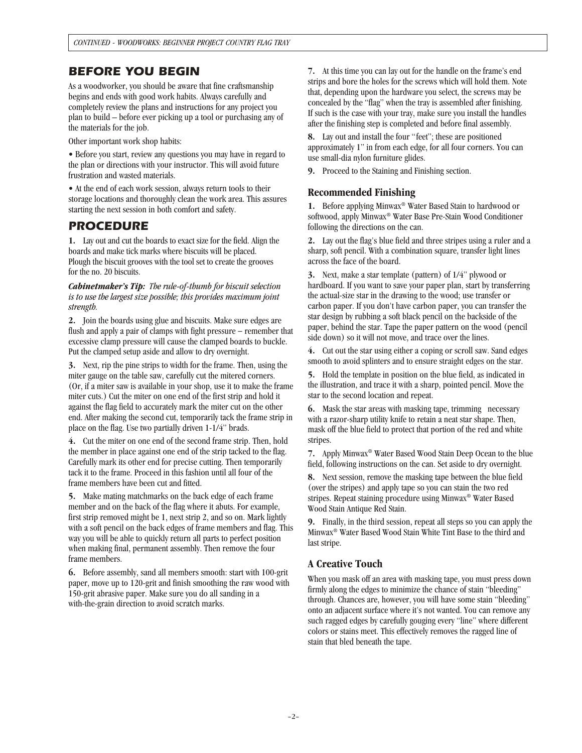## BEFORE YOU BEGIN

As a woodworker, you should be aware that fine craftsmanship begins and ends with good work habits. Always carefully and completely review the plans and instructions for any project you plan to build – before ever picking up a tool or purchasing any of the materials for the job.

Other important work shop habits:

• Before you start, review any questions you may have in regard to the plan or directions with your instructor. This will avoid future frustration and wasted materials.

• At the end of each work session, always return tools to their storage locations and thoroughly clean the work area. This assures starting the next session in both comfort and safety.

## PROCEDURE

**1.** Lay out and cut the boards to exact size for the field. Align the boards and make tick marks where biscuits will be placed. Plough the biscuit grooves with the tool set to create the grooves for the no. 20 biscuits.

***Cabinetmaker's Tip:*** *The rule-of-thumb for biscuit selection is to use the largest size possible; this provides maximum joint strength.*

**2.** Join the boards using glue and biscuits. Make sure edges are flush and apply a pair of clamps with fight pressure – remember that excessive clamp pressure will cause the clamped boards to buckle. Put the clamped setup aside and allow to dry overnight.

**3.** Next, rip the pine strips to width for the frame. Then, using the miter gauge on the table saw, carefully cut the mitered corners. (Or, if a miter saw is available in your shop, use it to make the frame miter cuts.) Cut the miter on one end of the first strip and hold it against the flag field to accurately mark the miter cut on the other end. After making the second cut, temporarily tack the frame strip in place on the flag. Use two partially driven 1-1/4" brads.

**4.** Cut the miter on one end of the second frame strip. Then, hold the member in place against one end of the strip tacked to the flag. Carefully mark its other end for precise cutting. Then temporarily tack it to the frame. Proceed in this fashion until all four of the frame members have been cut and fitted.

**5.** Make mating matchmarks on the back edge of each frame member and on the back of the flag where it abuts. For example, first strip removed might be 1, next strip 2, and so on. Mark lightly with a soft pencil on the back edges of frame members and flag. This way you will be able to quickly return all parts to perfect position when making final, permanent assembly. Then remove the four frame members.

**6.** Before assembly, sand all members smooth: start with 100-grit paper, move up to 120-grit and finish smoothing the raw wood with 150-grit abrasive paper. Make sure you do all sanding in a with-the-grain direction to avoid scratch marks.

**7.** At this time you can lay out for the handle on the frame's end strips and bore the holes for the screws which will hold them. Note that, depending upon the hardware you select, the screws may be concealed by the "flag" when the tray is assembled after finishing. If such is the case with your tray, make sure you install the handles after the finishing step is completed and before final assembly.

**8.** Lay out and install the four "feet"; these are positioned approximately 1" in from each edge, for all four corners. You can use small-dia nylon furniture glides.

**9.** Proceed to the Staining and Finishing section.

### Recommended Finishing

**1.** Before applying Minwax® Water Based Stain to hardwood or softwood, apply Minwax® Water Base Pre-Stain Wood Conditioner following the directions on the can.

**2.** Lay out the flag's blue field and three stripes using a ruler and a sharp, soft pencil. With a combination square, transfer light lines across the face of the board.

**3.** Next, make a star template (pattern) of 1/4" plywood or hardboard. If you want to save your paper plan, start by transferring the actual-size star in the drawing to the wood; use transfer or carbon paper. If you don't have carbon paper, you can transfer the star design by rubbing a soft black pencil on the backside of the paper, behind the star. Tape the paper pattern on the wood (pencil side down) so it will not move, and trace over the lines.

**4.** Cut out the star using either a coping or scroll saw. Sand edges smooth to avoid splinters and to ensure straight edges on the star.

**5.** Hold the template in position on the blue field, as indicated in the illustration, and trace it with a sharp, pointed pencil. Move the star to the second location and repeat.

**6.** Mask the star areas with masking tape, trimming necessary with a razor-sharp utility knife to retain a neat star shape. Then, mask off the blue field to protect that portion of the red and white stripes.

**7.** Apply Minwax® Water Based Wood Stain Deep Ocean to the blue field, following instructions on the can. Set aside to dry overnight.

**8.** Next session, remove the masking tape between the blue field (over the stripes) and apply tape so you can stain the two red stripes. Repeat staining procedure using Minwax® Water Based Wood Stain Antique Red Stain.

**9.** Finally, in the third session, repeat all steps so you can apply the Minwax® Water Based Wood Stain White Tint Base to the third and last stripe.

### A Creative Touch

When you mask off an area with masking tape, you must press down firmly along the edges to minimize the chance of stain "bleeding" through. Chances are, however, you will have some stain "bleeding" onto an adjacent surface where it's not wanted. You can remove any such ragged edges by carefully gouging every "line" where different colors or stains meet. This effectively removes the ragged line of stain that bled beneath the tape.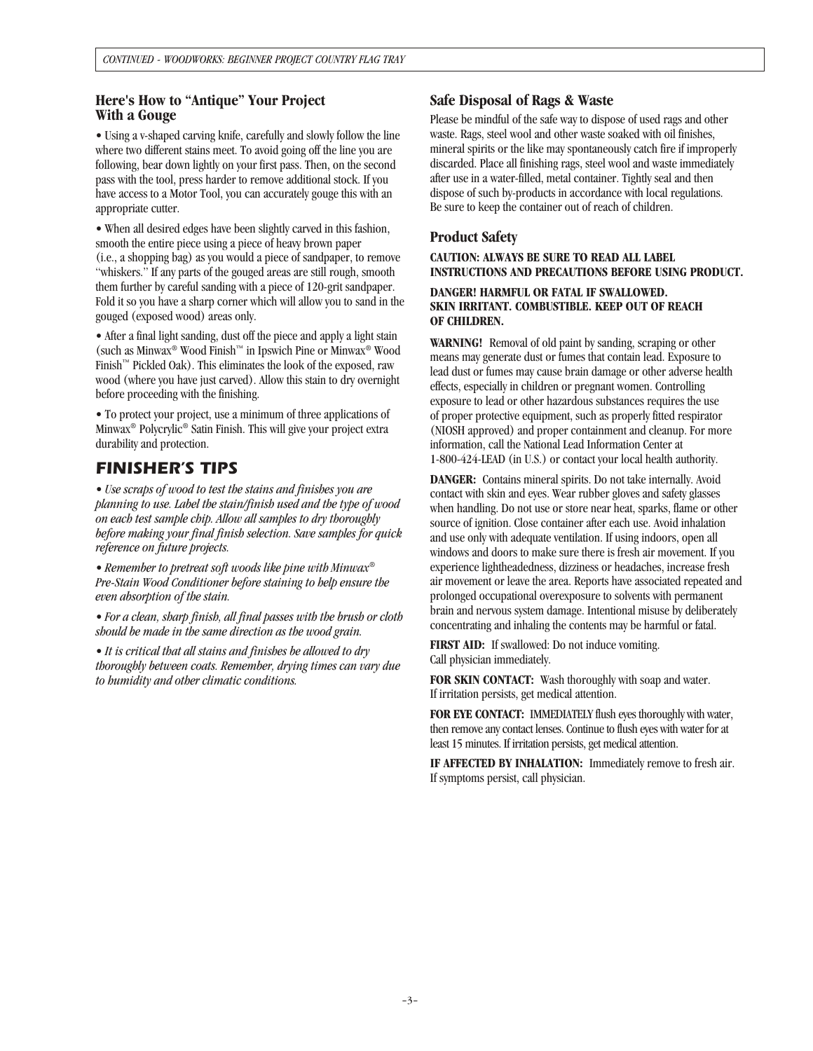## Here's How to "Antique" Your Project With a Gouge

• Using a v-shaped carving knife, carefully and slowly follow the line where two different stains meet. To avoid going off the line you are following, bear down lightly on your first pass. Then, on the second pass with the tool, press harder to remove additional stock. If you have access to a Motor Tool, you can accurately gouge this with an appropriate cutter.

• When all desired edges have been slightly carved in this fashion, smooth the entire piece using a piece of heavy brown paper (i.e., a shopping bag) as you would a piece of sandpaper, to remove "whiskers." If any parts of the gouged areas are still rough, smooth them further by careful sanding with a piece of 120-grit sandpaper. Fold it so you have a sharp corner which will allow you to sand in the gouged (exposed wood) areas only.

• After a final light sanding, dust off the piece and apply a light stain (such as Minwax® Wood Finish™ in Ipswich Pine or Minwax® Wood Finish™ Pickled Oak). This eliminates the look of the exposed, raw wood (where you have just carved). Allow this stain to dry overnight before proceeding with the finishing.

• To protect your project, use a minimum of three applications of Minwax® Polycrylic® Satin Finish. This will give your project extra durability and protection.

## FINISHER'S TIPS

*• Use scraps of wood to test the stains and finishes you are planning to use. Label the stain/finish used and the type of wood on each test sample chip. Allow all samples to dry thoroughly before making your final finish selection. Save samples for quick reference on future projects.*

*• Remember to pretreat soft woods like pine with Minwax® Pre-Stain Wood Conditioner before staining to help ensure the even absorption of the stain.*

*• For a clean, sharp finish, all final passes with the brush or cloth should be made in the same direction as the wood grain.*

*• It is critical that all stains and finishes be allowed to dry thoroughly between coats. Remember, drying times can vary due to humidity and other climatic conditions.*

## Safe Disposal of Rags & Waste

Please be mindful of the safe way to dispose of used rags and other waste. Rags, steel wool and other waste soaked with oil finishes, mineral spirits or the like may spontaneously catch fire if improperly discarded. Place all finishing rags, steel wool and waste immediately after use in a water-filled, metal container. Tightly seal and then dispose of such by-products in accordance with local regulations. Be sure to keep the container out of reach of children.

## Product Safety

**CAUTION: ALWAYS BE SURE TO READ ALL LABEL INSTRUCTIONS AND PRECAUTIONS BEFORE USING PRODUCT.**

**DANGER! HARMFUL OR FATAL IF SWALLOWED. SKIN IRRITANT. COMBUSTIBLE. KEEP OUT OF REACH OF CHILDREN.**

**WARNING!** Removal of old paint by sanding, scraping or other means may generate dust or fumes that contain lead. Exposure to lead dust or fumes may cause brain damage or other adverse health effects, especially in children or pregnant women. Controlling exposure to lead or other hazardous substances requires the use of proper protective equipment, such as properly fitted respirator (NIOSH approved) and proper containment and cleanup. For more information, call the National Lead Information Center at 1-800-424-LEAD (in U.S.) or contact your local health authority.

**DANGER:** Contains mineral spirits. Do not take internally. Avoid contact with skin and eyes. Wear rubber gloves and safety glasses when handling. Do not use or store near heat, sparks, flame or other source of ignition. Close container after each use. Avoid inhalation and use only with adequate ventilation. If using indoors, open all windows and doors to make sure there is fresh air movement. If you experience lightheadedness, dizziness or headaches, increase fresh air movement or leave the area. Reports have associated repeated and prolonged occupational overexposure to solvents with permanent brain and nervous system damage. Intentional misuse by deliberately concentrating and inhaling the contents may be harmful or fatal.

**FIRST AID:** If swallowed: Do not induce vomiting. Call physician immediately.

**FOR SKIN CONTACT:** Wash thoroughly with soap and water. If irritation persists, get medical attention.

**FOR EYE CONTACT:** IMMEDIATELY flush eyes thoroughly with water, then remove any contact lenses. Continue to flush eyes with water for at least 15 minutes. If irritation persists, get medical attention.

**IF AFFECTED BY INHALATION:** Immediately remove to fresh air. If symptoms persist, call physician.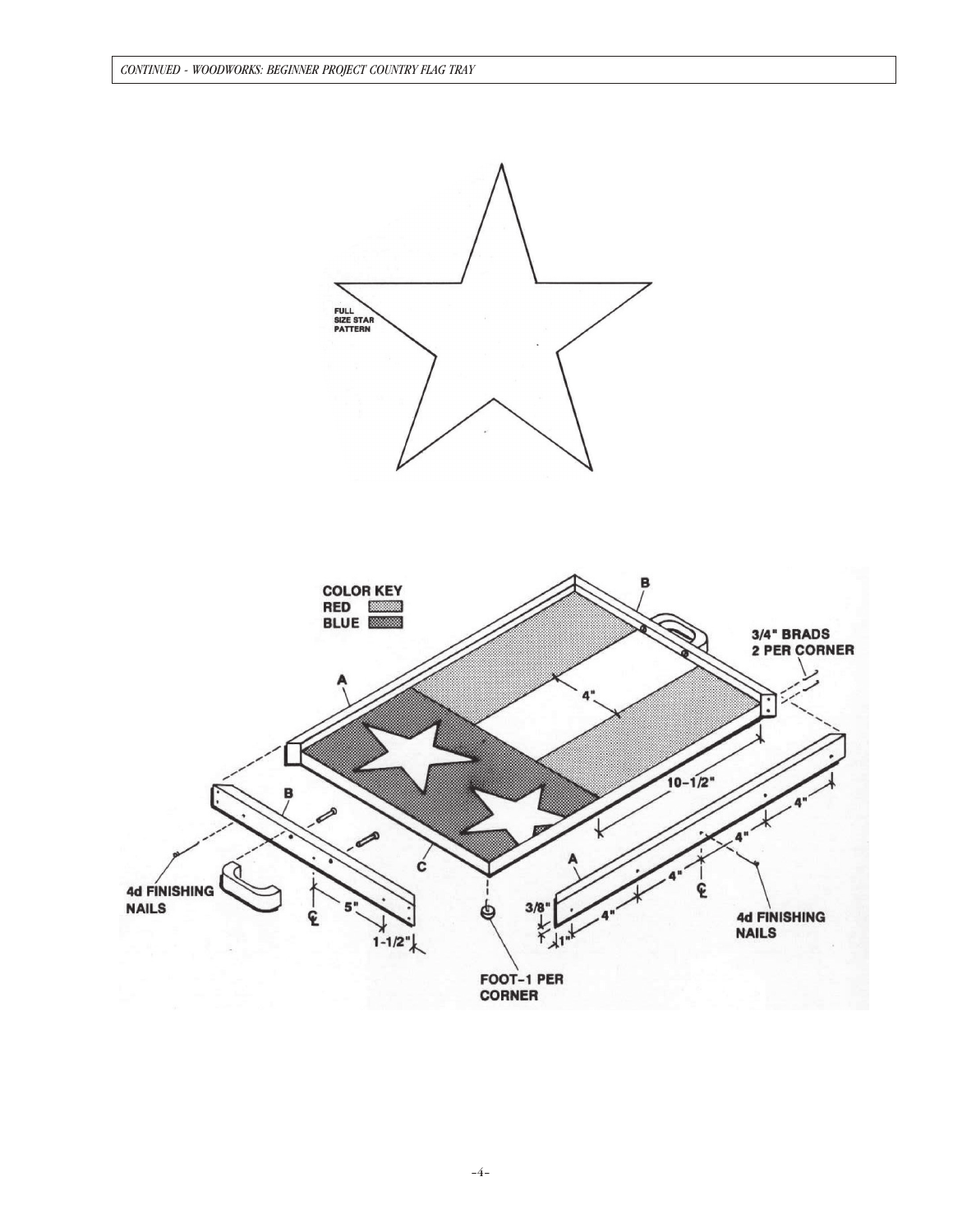FULL SIZE STAR PATTERN

COLOR KEY
RED
BLUE

B

3/4" BRADS
2 PER CORNER

A

4"

10-1/2"

B

C

4d FINISHING NAILS

5"

1-1/2"

FOOT-1 PER CORNER

A

3/8"

1"

4"

4"

4"

4"

4"

4d FINISHING NAILS